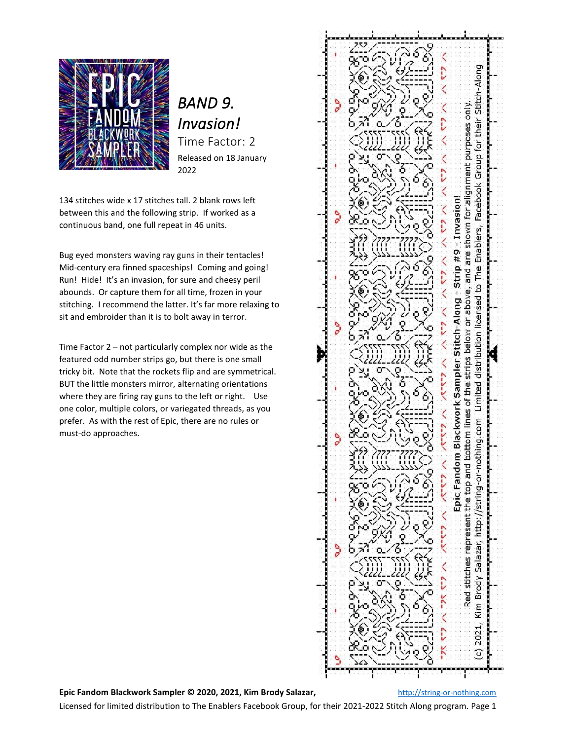## *BAND 9. Invasion!*

Time Factor: 2

Released on 18 January 2022

134 stitches wide x 17 stitches tall. 2 blank rows left between this and the following strip. If worked as a continuous band, one full repeat in 46 units.

Bug eyed monsters waving ray guns in their tentacles! Mid-century era finned spaceships! Coming and going! Run! Hide! It's an invasion, for sure and cheesy peril abounds. Or capture them for all time, frozen in your stitching. I recommend the latter. It's far more relaxing to sit and embroider than it is to bolt away in terror.

Time Factor 2 – not particularly complex nor wide as the featured odd number strips go, but there is one small tricky bit. Note that the rockets flip and are symmetrical. BUT the little monsters mirror, alternating orientations where they are firing ray guns to the left or right. Use one color, multiple colors, or variegated threads, as you prefer. As with the rest of Epic, there are no rules or must-do approaches.

Epic Fandom Blackwork Sampler Stitch-Along - Strip #9 - Invasion!

Red stitches represent the top and bottom lines of the strips below or above, and are shown for alignment purposes only.

(c) 2021, Kim Brody Salazar, http://string-or-nothing.com Limited distribution licensed to The Enablers, Facebook Group for their Stitch-Along

**Epic Fandom Blackwork Sampler © 2020, 2021, Kim Brody Salazar,** http://string-or-nothing.com

Licensed for limited distribution to The Enablers Facebook Group, for their 2021-2022 Stitch Along program.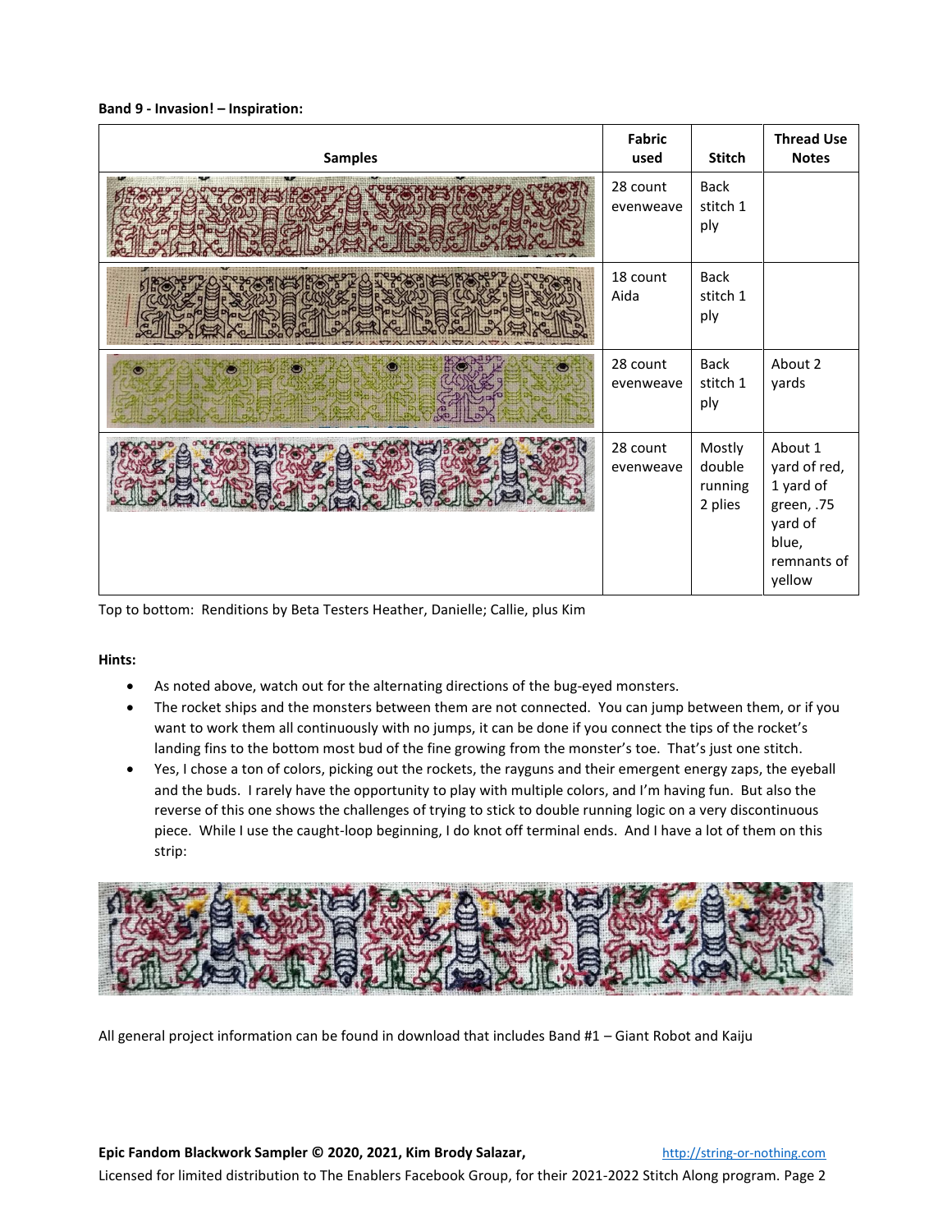**Band 9 - Invasion! – Inspiration:**

| Samples | Fabric used | Stitch | Thread Use Notes |
|---|---|---|---|
| | 28 count evenweave | Back stitch 1 ply | |
| | 18 count Aida | Back stitch 1 ply | |
| | 28 count evenweave | Back stitch 1 ply | About 2 yards |
| | 28 count evenweave | Mostly double running 2 plies | About 1 yard of red, 1 yard of green, .75 yard of blue, remnants of yellow |

Top to bottom: Renditions by Beta Testers Heather, Danielle; Callie, plus Kim

**Hints:**

- As noted above, watch out for the alternating directions of the bug-eyed monsters.
- The rocket ships and the monsters between them are not connected. You can jump between them, or if you want to work them all continuously with no jumps, it can be done if you connect the tips of the rocket's landing fins to the bottom most bud of the fine growing from the monster's toe. That's just one stitch.
- Yes, I chose a ton of colors, picking out the rockets, the rayguns and their emergent energy zaps, the eyeball and the buds. I rarely have the opportunity to play with multiple colors, and I'm having fun. But also the reverse of this one shows the challenges of trying to stick to double running logic on a very discontinuous piece. While I use the caught-loop beginning, I do knot off terminal ends. And I have a lot of them on this strip:

All general project information can be found in download that includes Band #1 – Giant Robot and Kaiju

**Epic Fandom Blackwork Sampler © 2020, 2021, Kim Brody Salazar,** http://string-or-nothing.com

Licensed for limited distribution to The Enablers Facebook Group, for their 2021-2022 Stitch Along program.